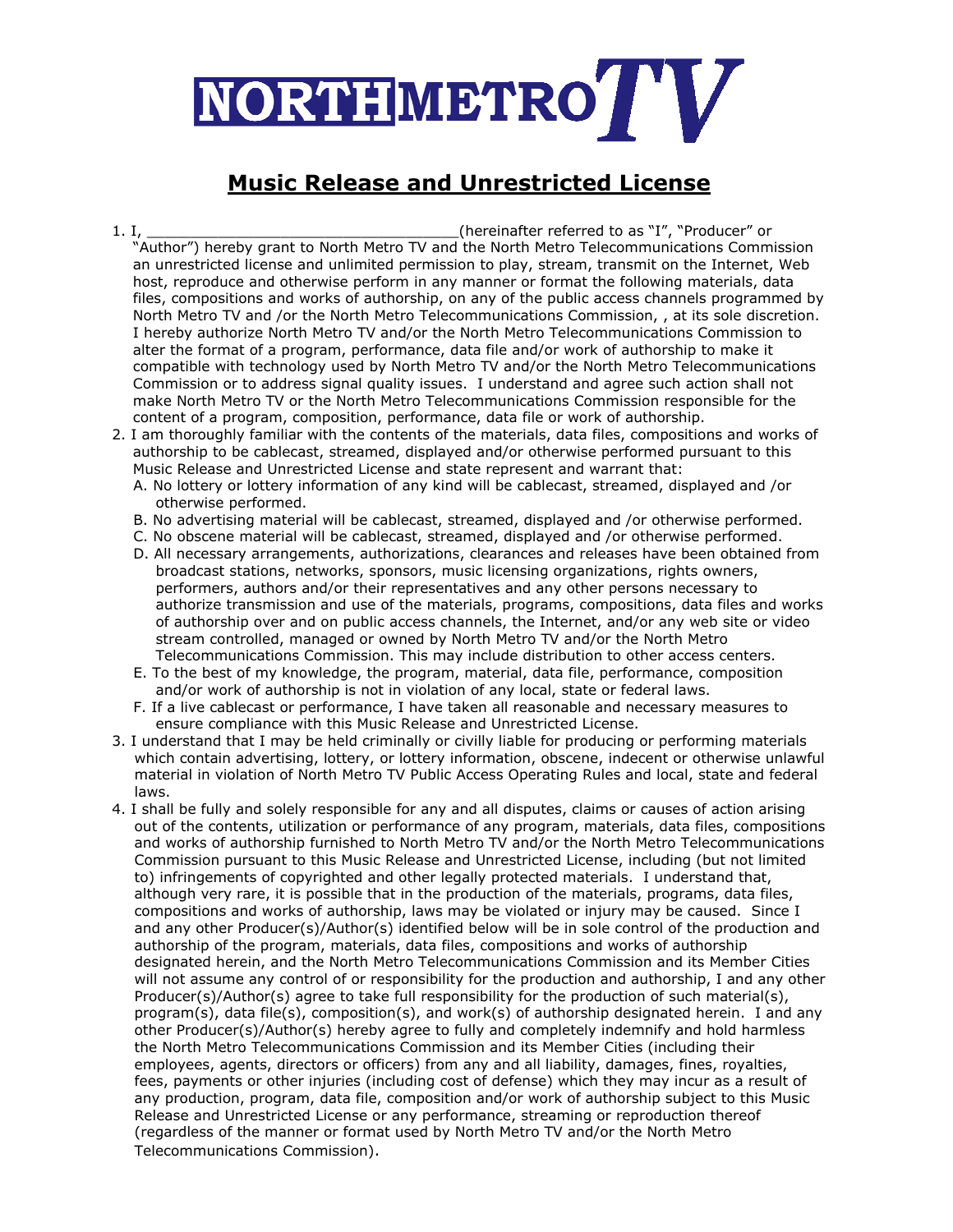# NORTHMETRO TV

## Music Release and Unrestricted License

1. I, ___________________________________(hereinafter referred to as "I", "Producer" or "Author") hereby grant to North Metro TV and the North Metro Telecommunications Commission an unrestricted license and unlimited permission to play, stream, transmit on the Internet, Web host, reproduce and otherwise perform in any manner or format the following materials, data files, compositions and works of authorship, on any of the public access channels programmed by North Metro TV and /or the North Metro Telecommunications Commission, , at its sole discretion. I hereby authorize North Metro TV and/or the North Metro Telecommunications Commission to alter the format of a program, performance, data file and/or work of authorship to make it compatible with technology used by North Metro TV and/or the North Metro Telecommunications Commission or to address signal quality issues. I understand and agree such action shall not make North Metro TV or the North Metro Telecommunications Commission responsible for the content of a program, composition, performance, data file or work of authorship.
2. I am thoroughly familiar with the contents of the materials, data files, compositions and works of authorship to be cablecast, streamed, displayed and/or otherwise performed pursuant to this Music Release and Unrestricted License and state represent and warrant that:
   A. No lottery or lottery information of any kind will be cablecast, streamed, displayed and /or otherwise performed.
   B. No advertising material will be cablecast, streamed, displayed and /or otherwise performed.
   C. No obscene material will be cablecast, streamed, displayed and /or otherwise performed.
   D. All necessary arrangements, authorizations, clearances and releases have been obtained from broadcast stations, networks, sponsors, music licensing organizations, rights owners, performers, authors and/or their representatives and any other persons necessary to authorize transmission and use of the materials, programs, compositions, data files and works of authorship over and on public access channels, the Internet, and/or any web site or video stream controlled, managed or owned by North Metro TV and/or the North Metro Telecommunications Commission. This may include distribution to other access centers.
   E. To the best of my knowledge, the program, material, data file, performance, composition and/or work of authorship is not in violation of any local, state or federal laws.
   F. If a live cablecast or performance, I have taken all reasonable and necessary measures to ensure compliance with this Music Release and Unrestricted License.
3. I understand that I may be held criminally or civilly liable for producing or performing materials which contain advertising, lottery, or lottery information, obscene, indecent or otherwise unlawful material in violation of North Metro TV Public Access Operating Rules and local, state and federal laws.
4. I shall be fully and solely responsible for any and all disputes, claims or causes of action arising out of the contents, utilization or performance of any program, materials, data files, compositions and works of authorship furnished to North Metro TV and/or the North Metro Telecommunications Commission pursuant to this Music Release and Unrestricted License, including (but not limited to) infringements of copyrighted and other legally protected materials. I understand that, although very rare, it is possible that in the production of the materials, programs, data files, compositions and works of authorship, laws may be violated or injury may be caused. Since I and any other Producer(s)/Author(s) identified below will be in sole control of the production and authorship of the program, materials, data files, compositions and works of authorship designated herein, and the North Metro Telecommunications Commission and its Member Cities will not assume any control of or responsibility for the production and authorship, I and any other Producer(s)/Author(s) agree to take full responsibility for the production of such material(s), program(s), data file(s), composition(s), and work(s) of authorship designated herein. I and any other Producer(s)/Author(s) hereby agree to fully and completely indemnify and hold harmless the North Metro Telecommunications Commission and its Member Cities (including their employees, agents, directors or officers) from any and all liability, damages, fines, royalties, fees, payments or other injuries (including cost of defense) which they may incur as a result of any production, program, data file, composition and/or work of authorship subject to this Music Release and Unrestricted License or any performance, streaming or reproduction thereof (regardless of the manner or format used by North Metro TV and/or the North Metro Telecommunications Commission).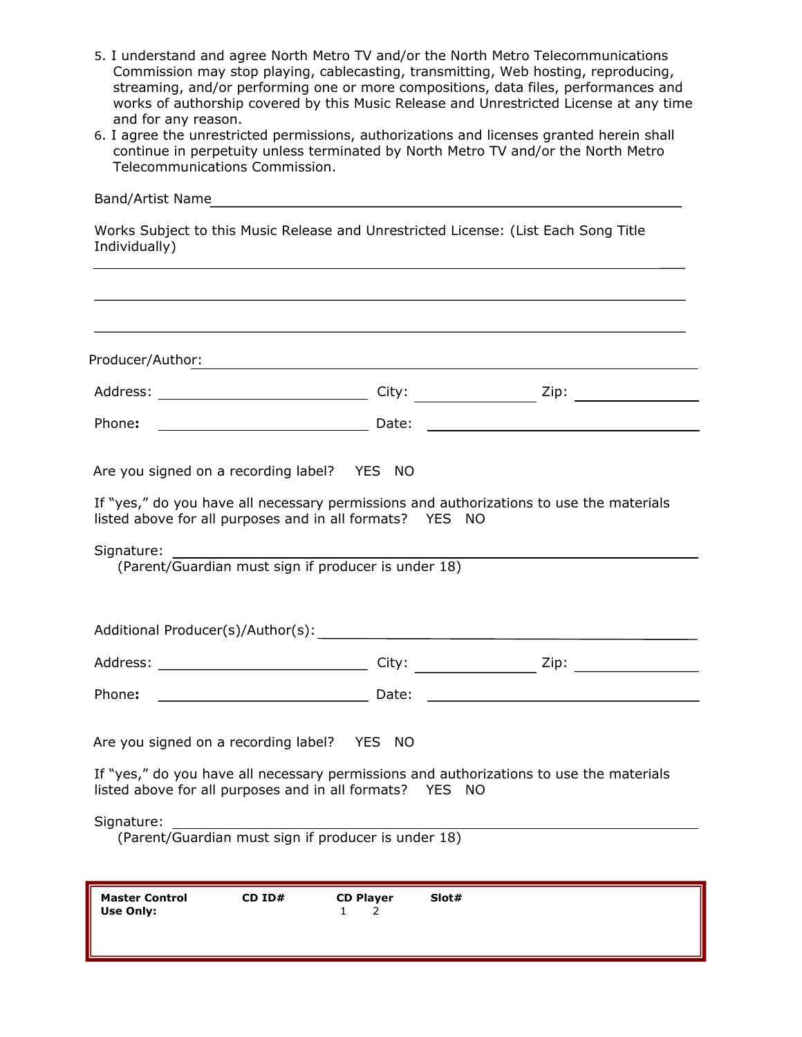5. I understand and agree North Metro TV and/or the North Metro Telecommunications Commission may stop playing, cablecasting, transmitting, Web hosting, reproducing, streaming, and/or performing one or more compositions, data files, performances and works of authorship covered by this Music Release and Unrestricted License at any time and for any reason.
6. I agree the unrestricted permissions, authorizations and licenses granted herein shall continue in perpetuity unless terminated by North Metro TV and/or the North Metro Telecommunications Commission.

Band/Artist Name\_\_\_\_\_\_\_\_\_\_\_\_\_\_\_\_\_\_\_\_\_\_\_\_\_\_\_\_\_\_\_\_\_\_\_\_\_\_\_\_

Works Subject to this Music Release and Unrestricted License: (List Each Song Title Individually)

\_\_\_\_\_\_\_\_\_\_\_\_\_\_\_\_\_\_\_\_\_\_\_\_\_\_\_\_\_\_\_\_\_\_\_\_\_\_\_\_\_\_\_\_\_\_\_\_

\_\_\_\_\_\_\_\_\_\_\_\_\_\_\_\_\_\_\_\_\_\_\_\_\_\_\_\_\_\_\_\_\_\_\_\_\_\_\_\_\_\_\_\_\_\_\_\_

\_\_\_\_\_\_\_\_\_\_\_\_\_\_\_\_\_\_\_\_\_\_\_\_\_\_\_\_\_\_\_\_\_\_\_\_\_\_\_\_\_\_\_\_\_\_\_\_

Producer/Author:\_\_\_\_\_\_\_\_\_\_\_\_\_\_\_\_\_\_\_\_\_\_\_\_\_\_\_\_\_\_\_\_\_\_\_\_\_\_\_\_

Address: \_\_\_\_\_\_\_\_\_\_\_\_\_\_\_\_\_\_ City: \_\_\_\_\_\_\_\_\_\_ Zip: \_\_\_\_\_\_\_\_\_\_

Phone: \_\_\_\_\_\_\_\_\_\_\_\_\_\_\_\_\_\_ Date: \_\_\_\_\_\_\_\_\_\_\_\_\_\_\_\_\_\_\_\_\_\_

Are you signed on a recording label? YES NO

If "yes," do you have all necessary permissions and authorizations to use the materials listed above for all purposes and in all formats? YES NO

Signature: \_\_\_\_\_\_\_\_\_\_\_\_\_\_\_\_\_\_\_\_\_\_\_\_\_\_\_\_\_\_\_\_\_\_\_\_\_\_\_\_
(Parent/Guardian must sign if producer is under 18)

Additional Producer(s)/Author(s): \_\_\_\_\_\_\_\_\_\_\_\_\_\_\_\_\_\_\_\_\_\_\_\_\_\_\_\_\_\_

Address: \_\_\_\_\_\_\_\_\_\_\_\_\_\_\_\_\_\_ City: \_\_\_\_\_\_\_\_\_\_ Zip: \_\_\_\_\_\_\_\_\_\_

Phone: \_\_\_\_\_\_\_\_\_\_\_\_\_\_\_\_\_\_ Date: \_\_\_\_\_\_\_\_\_\_\_\_\_\_\_\_\_\_\_\_\_\_

Are you signed on a recording label? YES NO

If "yes," do you have all necessary permissions and authorizations to use the materials listed above for all purposes and in all formats? YES NO

Signature: \_\_\_\_\_\_\_\_\_\_\_\_\_\_\_\_\_\_\_\_\_\_\_\_\_\_\_\_\_\_\_\_\_\_\_\_\_\_\_\_
(Parent/Guardian must sign if producer is under 18)

| **Master Control Use Only:** | **CD ID#** | **CD Player** | **Slot#** |
|---|---|---|---|
| | | 1 2 | |